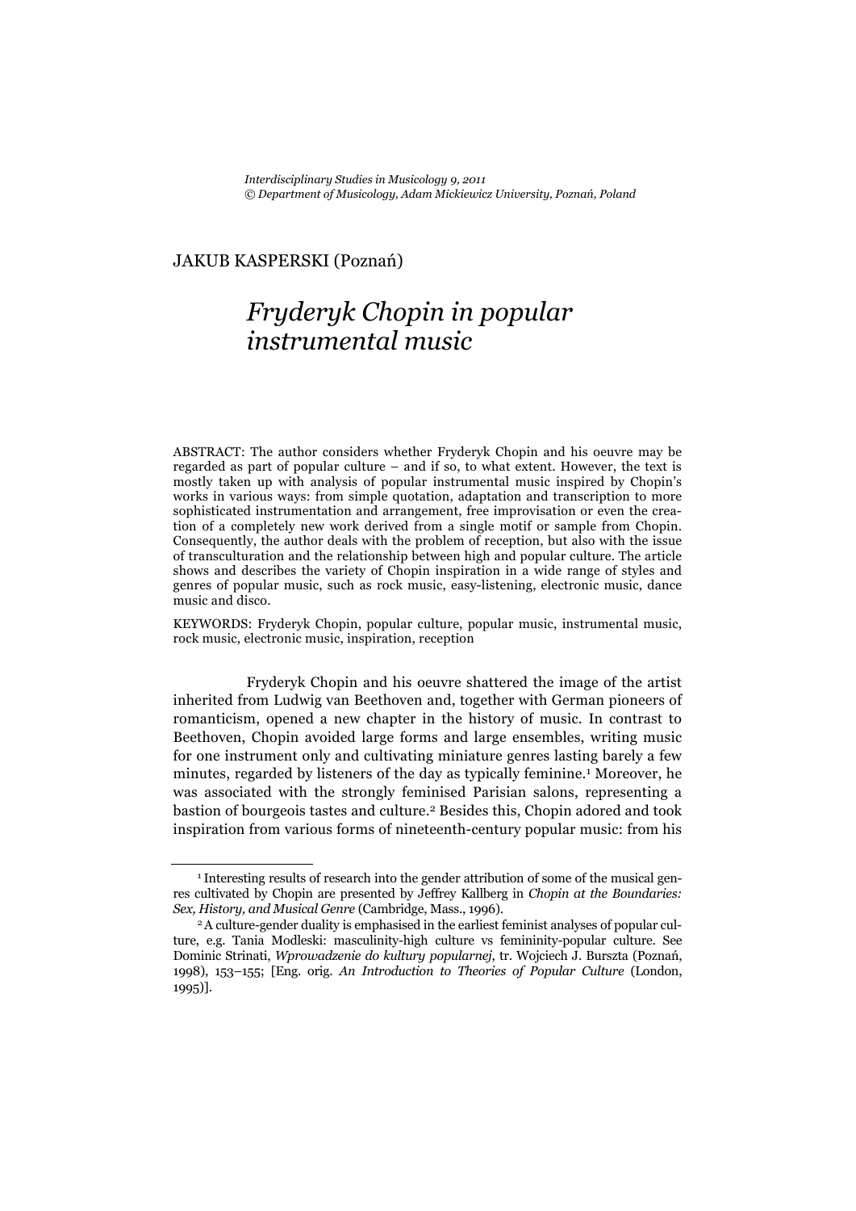*Interdisciplinary Studies in Musicology 9, 2011*
*© Department of Musicology, Adam Mickiewicz University, Poznań, Poland*

JAKUB KASPERSKI (Poznań)

# *Fryderyk Chopin in popular instrumental music*

ABSTRACT: The author considers whether Fryderyk Chopin and his oeuvre may be regarded as part of popular culture – and if so, to what extent. However, the text is mostly taken up with analysis of popular instrumental music inspired by Chopin's works in various ways: from simple quotation, adaptation and transcription to more sophisticated instrumentation and arrangement, free improvisation or even the creation of a completely new work derived from a single motif or sample from Chopin. Consequently, the author deals with the problem of reception, but also with the issue of transculturation and the relationship between high and popular culture. The article shows and describes the variety of Chopin inspiration in a wide range of styles and genres of popular music, such as rock music, easy-listening, electronic music, dance music and disco.

KEYWORDS: Fryderyk Chopin, popular culture, popular music, instrumental music, rock music, electronic music, inspiration, reception

Fryderyk Chopin and his oeuvre shattered the image of the artist inherited from Ludwig van Beethoven and, together with German pioneers of romanticism, opened a new chapter in the history of music. In contrast to Beethoven, Chopin avoided large forms and large ensembles, writing music for one instrument only and cultivating miniature genres lasting barely a few minutes, regarded by listeners of the day as typically feminine.[1] Moreover, he was associated with the strongly feminised Parisian salons, representing a bastion of bourgeois tastes and culture.[2] Besides this, Chopin adored and took inspiration from various forms of nineteenth-century popular music: from his

---

[1] Interesting results of research into the gender attribution of some of the musical genres cultivated by Chopin are presented by Jeffrey Kallberg in *Chopin at the Boundaries: Sex, History, and Musical Genre* (Cambridge, Mass., 1996).

[2] A culture-gender duality is emphasised in the earliest feminist analyses of popular culture, e.g. Tania Modleski: masculinity-high culture vs femininity-popular culture. See Dominic Strinati, *Wprowadzenie do kultury popularnej*, tr. Wojciech J. Burszta (Poznań, 1998), 153–155; [Eng. orig. *An Introduction to Theories of Popular Culture* (London, 1995)].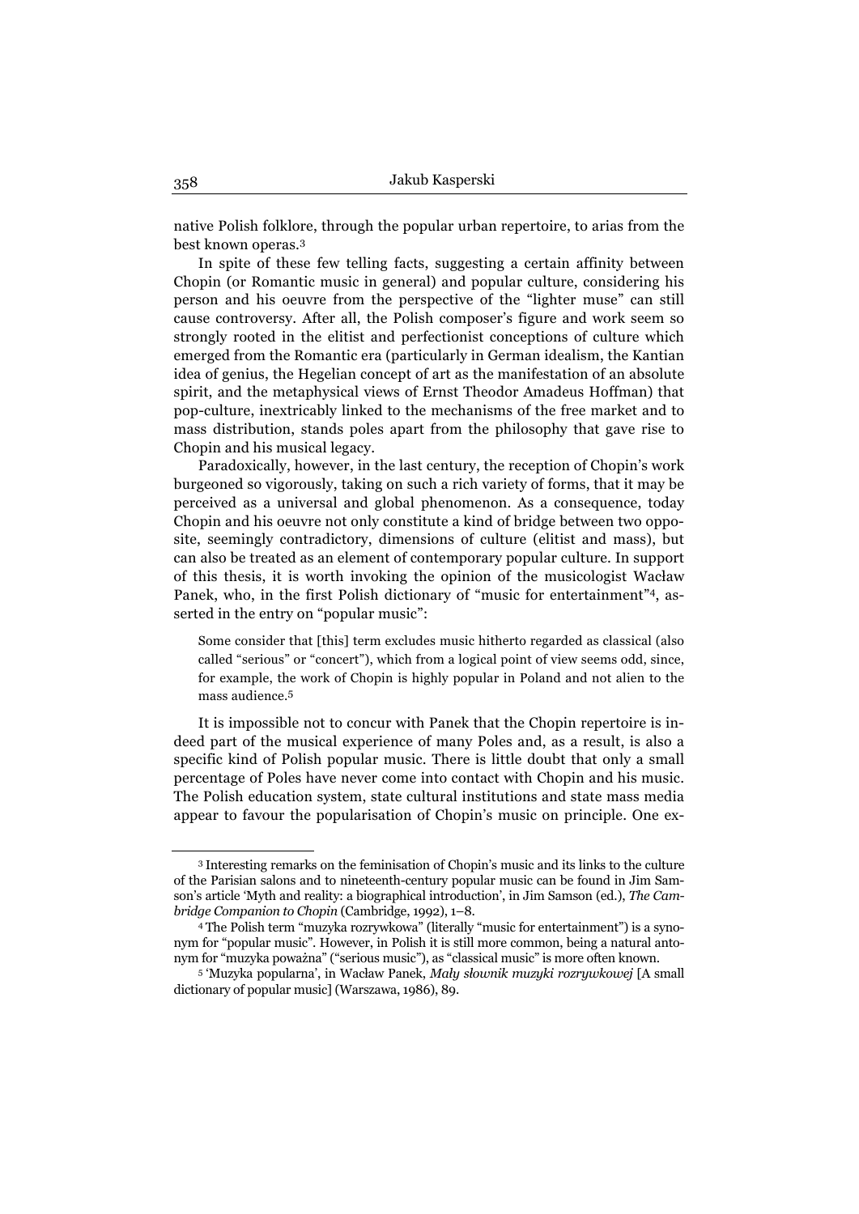native Polish folklore, through the popular urban repertoire, to arias from the best known operas.[3]

In spite of these few telling facts, suggesting a certain affinity between Chopin (or Romantic music in general) and popular culture, considering his person and his oeuvre from the perspective of the "lighter muse" can still cause controversy. After all, the Polish composer's figure and work seem so strongly rooted in the elitist and perfectionist conceptions of culture which emerged from the Romantic era (particularly in German idealism, the Kantian idea of genius, the Hegelian concept of art as the manifestation of an absolute spirit, and the metaphysical views of Ernst Theodor Amadeus Hoffman) that pop-culture, inextricably linked to the mechanisms of the free market and to mass distribution, stands poles apart from the philosophy that gave rise to Chopin and his musical legacy.

Paradoxically, however, in the last century, the reception of Chopin's work burgeoned so vigorously, taking on such a rich variety of forms, that it may be perceived as a universal and global phenomenon. As a consequence, today Chopin and his oeuvre not only constitute a kind of bridge between two opposite, seemingly contradictory, dimensions of culture (elitist and mass), but can also be treated as an element of contemporary popular culture. In support of this thesis, it is worth invoking the opinion of the musicologist Wacław Panek, who, in the first Polish dictionary of "music for entertainment"[4], asserted in the entry on "popular music":

> Some consider that [this] term excludes music hitherto regarded as classical (also called "serious" or "concert"), which from a logical point of view seems odd, since, for example, the work of Chopin is highly popular in Poland and not alien to the mass audience.[5]

It is impossible not to concur with Panek that the Chopin repertoire is indeed part of the musical experience of many Poles and, as a result, is also a specific kind of Polish popular music. There is little doubt that only a small percentage of Poles have never come into contact with Chopin and his music. The Polish education system, state cultural institutions and state mass media appear to favour the popularisation of Chopin's music on principle. One ex-

---

[3] Interesting remarks on the feminisation of Chopin's music and its links to the culture of the Parisian salons and to nineteenth-century popular music can be found in Jim Samson's article 'Myth and reality: a biographical introduction', in Jim Samson (ed.), *The Cambridge Companion to Chopin* (Cambridge, 1992), 1–8.

[4] The Polish term "muzyka rozrywkowa" (literally "music for entertainment") is a synonym for "popular music". However, in Polish it is still more common, being a natural antonym for "muzyka poważna" ("serious music"), as "classical music" is more often known.

[5] 'Muzyka popularna', in Wacław Panek, *Mały słownik muzyki rozrywkowej* [A small dictionary of popular music] (Warszawa, 1986), 89.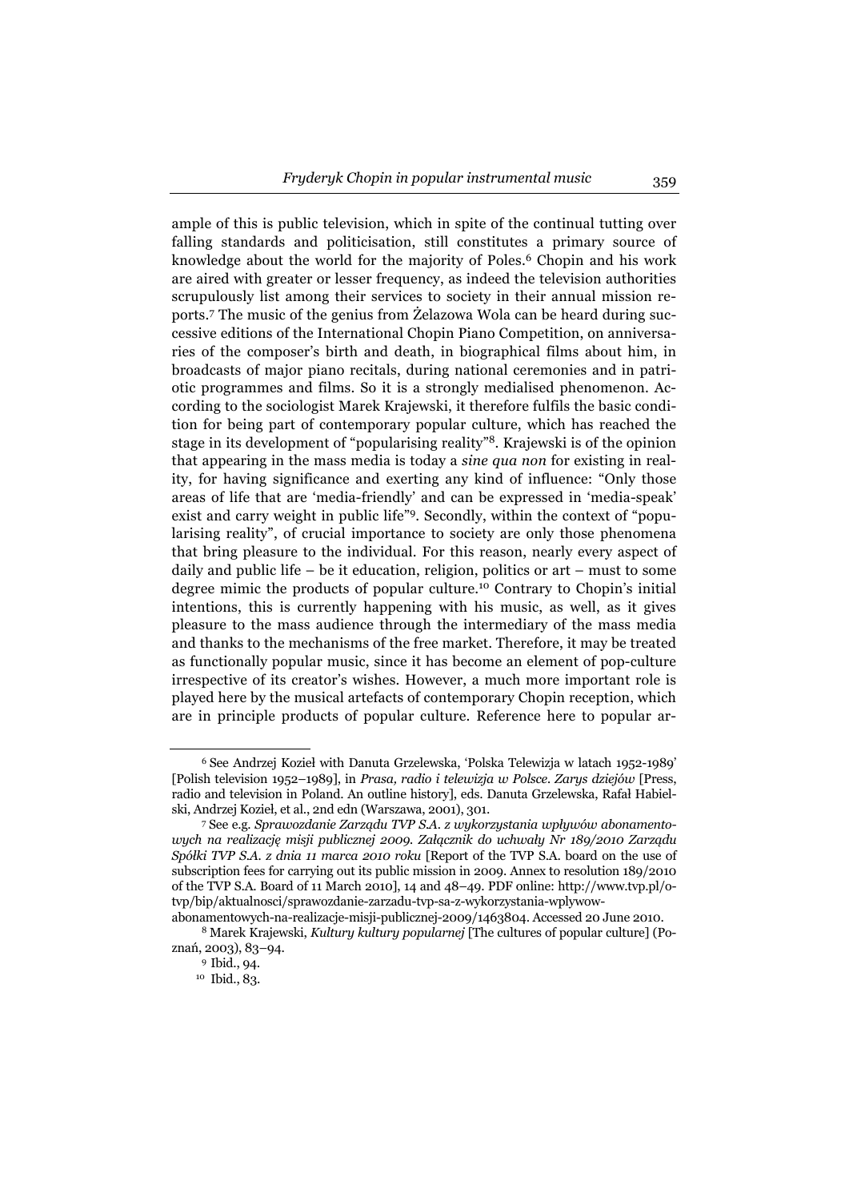ample of this is public television, which in spite of the continual tutting over falling standards and politicisation, still constitutes a primary source of knowledge about the world for the majority of Poles.[6] Chopin and his work are aired with greater or lesser frequency, as indeed the television authorities scrupulously list among their services to society in their annual mission reports.[7] The music of the genius from Żelazowa Wola can be heard during successive editions of the International Chopin Piano Competition, on anniversaries of the composer's birth and death, in biographical films about him, in broadcasts of major piano recitals, during national ceremonies and in patriotic programmes and films. So it is a strongly medialised phenomenon. According to the sociologist Marek Krajewski, it therefore fulfils the basic condition for being part of contemporary popular culture, which has reached the stage in its development of "popularising reality"[8]. Krajewski is of the opinion that appearing in the mass media is today a *sine qua non* for existing in reality, for having significance and exerting any kind of influence: "Only those areas of life that are 'media-friendly' and can be expressed in 'media-speak' exist and carry weight in public life"[9]. Secondly, within the context of "popularising reality", of crucial importance to society are only those phenomena that bring pleasure to the individual. For this reason, nearly every aspect of daily and public life – be it education, religion, politics or art – must to some degree mimic the products of popular culture.[10] Contrary to Chopin's initial intentions, this is currently happening with his music, as well, as it gives pleasure to the mass audience through the intermediary of the mass media and thanks to the mechanisms of the free market. Therefore, it may be treated as functionally popular music, since it has become an element of pop-culture irrespective of its creator's wishes. However, a much more important role is played here by the musical artefacts of contemporary Chopin reception, which are in principle products of popular culture. Reference here to popular ar-

---

[6] See Andrzej Kozieł with Danuta Grzelewska, 'Polska Telewizja w latach 1952-1989' [Polish television 1952–1989], in *Prasa, radio i telewizja w Polsce. Zarys dziejów* [Press, radio and television in Poland. An outline history], eds. Danuta Grzelewska, Rafał Habielski, Andrzej Kozieł, et al., 2nd edn (Warszawa, 2001), 301.

[7] See e.g. *Sprawozdanie Zarządu TVP S.A. z wykorzystania wpływów abonamentowych na realizację misji publicznej 2009. Załącznik do uchwały Nr 189/2010 Zarządu Spółki TVP S.A. z dnia 11 marca 2010 roku* [Report of the TVP S.A. board on the use of subscription fees for carrying out its public mission in 2009. Annex to resolution 189/2010 of the TVP S.A. Board of 11 March 2010], 14 and 48–49. PDF online: http://www.tvp.pl/o-tvp/bip/aktualnosci/sprawozdanie-zarzadu-tvp-sa-z-wykorzystania-wplywow-abonamentowych-na-realizacje-misji-publicznej-2009/1463804. Accessed 20 June 2010.

[8] Marek Krajewski, *Kultury kultury popularnej* [The cultures of popular culture] (Poznań, 2003), 83–94.

[9] Ibid., 94.

[10] Ibid., 83.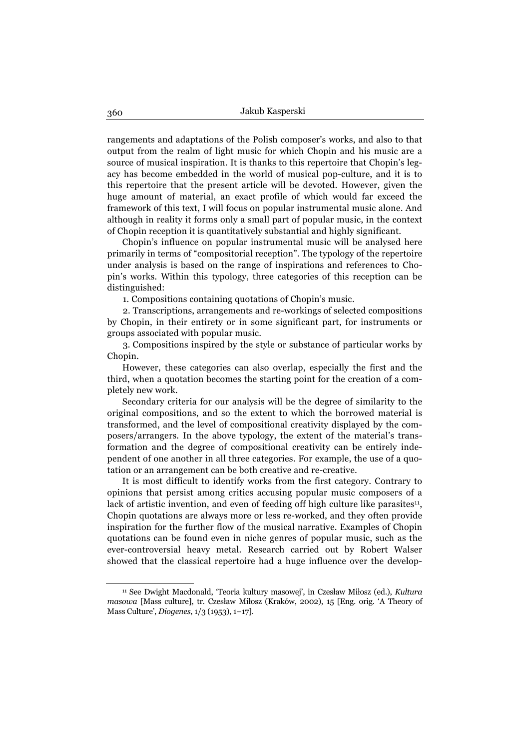rangements and adaptations of the Polish composer's works, and also to that output from the realm of light music for which Chopin and his music are a source of musical inspiration. It is thanks to this repertoire that Chopin's legacy has become embedded in the world of musical pop-culture, and it is to this repertoire that the present article will be devoted. However, given the huge amount of material, an exact profile of which would far exceed the framework of this text, I will focus on popular instrumental music alone. And although in reality it forms only a small part of popular music, in the context of Chopin reception it is quantitatively substantial and highly significant.

Chopin's influence on popular instrumental music will be analysed here primarily in terms of "compositorial reception". The typology of the repertoire under analysis is based on the range of inspirations and references to Chopin's works. Within this typology, three categories of this reception can be distinguished:

1. Compositions containing quotations of Chopin's music.
2. Transcriptions, arrangements and re-workings of selected compositions by Chopin, in their entirety or in some significant part, for instruments or groups associated with popular music.
3. Compositions inspired by the style or substance of particular works by Chopin.

However, these categories can also overlap, especially the first and the third, when a quotation becomes the starting point for the creation of a completely new work.

Secondary criteria for our analysis will be the degree of similarity to the original compositions, and so the extent to which the borrowed material is transformed, and the level of compositional creativity displayed by the composers/arrangers. In the above typology, the extent of the material's transformation and the degree of compositional creativity can be entirely independent of one another in all three categories. For example, the use of a quotation or an arrangement can be both creative and re-creative.

It is most difficult to identify works from the first category. Contrary to opinions that persist among critics accusing popular music composers of a lack of artistic invention, and even of feeding off high culture like parasites[11], Chopin quotations are always more or less re-worked, and they often provide inspiration for the further flow of the musical narrative. Examples of Chopin quotations can be found even in niche genres of popular music, such as the ever-controversial heavy metal. Research carried out by Robert Walser showed that the classical repertoire had a huge influence over the develop-

[11] See Dwight Macdonald, 'Teoria kultury masowej', in Czesław Miłosz (ed.), *Kultura masowa* [Mass culture], tr. Czesław Miłosz (Kraków, 2002), 15 [Eng. orig. 'A Theory of Mass Culture', *Diogenes*, 1/3 (1953), 1–17].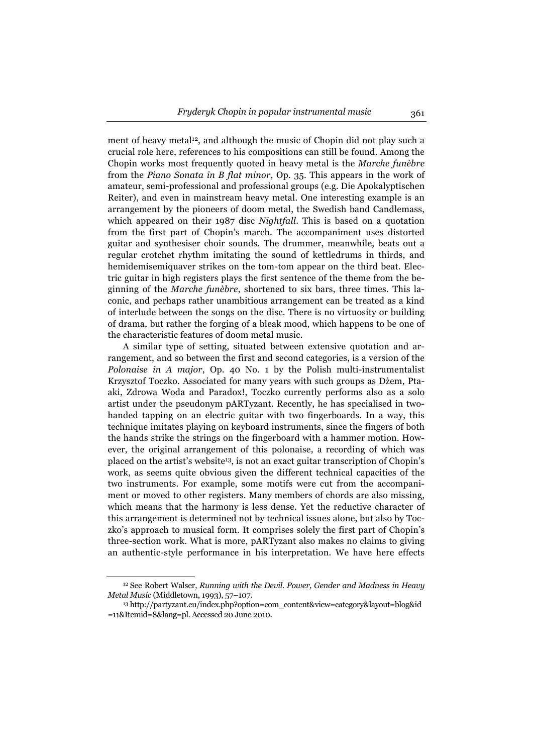ment of heavy metal[12], and although the music of Chopin did not play such a crucial role here, references to his compositions can still be found. Among the Chopin works most frequently quoted in heavy metal is the *Marche funèbre* from the *Piano Sonata in B flat minor*, Op. 35. This appears in the work of amateur, semi-professional and professional groups (e.g. Die Apokalyptischen Reiter), and even in mainstream heavy metal. One interesting example is an arrangement by the pioneers of doom metal, the Swedish band Candlemass, which appeared on their 1987 disc *Nightfall*. This is based on a quotation from the first part of Chopin's march. The accompaniment uses distorted guitar and synthesiser choir sounds. The drummer, meanwhile, beats out a regular crotchet rhythm imitating the sound of kettledrums in thirds, and hemidemisemiquaver strikes on the tom-tom appear on the third beat. Electric guitar in high registers plays the first sentence of the theme from the beginning of the *Marche funèbre*, shortened to six bars, three times. This laconic, and perhaps rather unambitious arrangement can be treated as a kind of interlude between the songs on the disc. There is no virtuosity or building of drama, but rather the forging of a bleak mood, which happens to be one of the characteristic features of doom metal music.

A similar type of setting, situated between extensive quotation and arrangement, and so between the first and second categories, is a version of the *Polonaise in A major*, Op. 40 No. 1 by the Polish multi-instrumentalist Krzysztof Toczko. Associated for many years with such groups as Dżem, Ptaaki, Zdrowa Woda and Paradox!, Toczko currently performs also as a solo artist under the pseudonym pARTyzant. Recently, he has specialised in two-handed tapping on an electric guitar with two fingerboards. In a way, this technique imitates playing on keyboard instruments, since the fingers of both the hands strike the strings on the fingerboard with a hammer motion. However, the original arrangement of this polonaise, a recording of which was placed on the artist's website[13], is not an exact guitar transcription of Chopin's work, as seems quite obvious given the different technical capacities of the two instruments. For example, some motifs were cut from the accompaniment or moved to other registers. Many members of chords are also missing, which means that the harmony is less dense. Yet the reductive character of this arrangement is determined not by technical issues alone, but also by Toczko's approach to musical form. It comprises solely the first part of Chopin's three-section work. What is more, pARTyzant also makes no claims to giving an authentic-style performance in his interpretation. We have here effects

---

[12] See Robert Walser, *Running with the Devil. Power, Gender and Madness in Heavy Metal Music* (Middletown, 1993), 57–107.

[13] http://partyzant.eu/index.php?option=com_content&view=category&layout=blog&id=11&Itemid=8&lang=pl. Accessed 20 June 2010.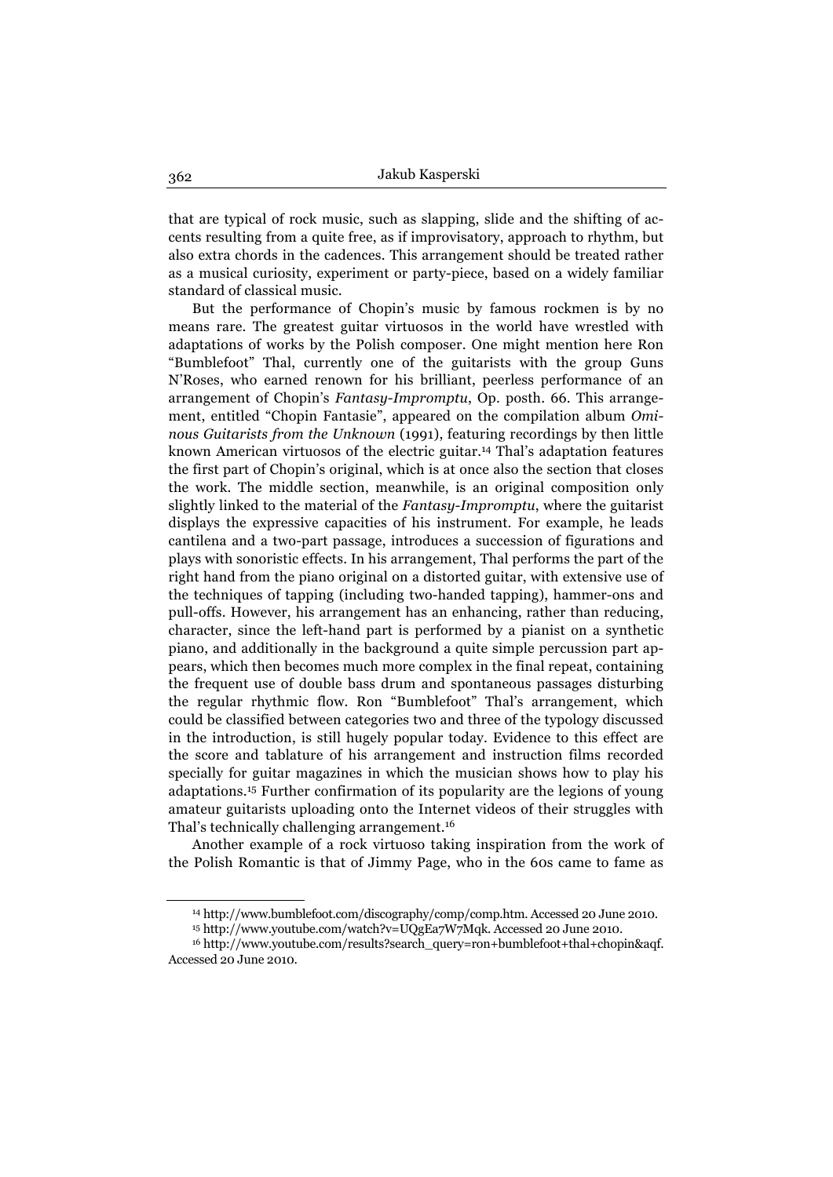that are typical of rock music, such as slapping, slide and the shifting of accents resulting from a quite free, as if improvisatory, approach to rhythm, but also extra chords in the cadences. This arrangement should be treated rather as a musical curiosity, experiment or party-piece, based on a widely familiar standard of classical music.

But the performance of Chopin's music by famous rockmen is by no means rare. The greatest guitar virtuosos in the world have wrestled with adaptations of works by the Polish composer. One might mention here Ron "Bumblefoot" Thal, currently one of the guitarists with the group Guns N'Roses, who earned renown for his brilliant, peerless performance of an arrangement of Chopin's *Fantasy-Impromptu*, Op. posth. 66. This arrangement, entitled "Chopin Fantasie", appeared on the compilation album *Ominous Guitarists from the Unknown* (1991), featuring recordings by then little known American virtuosos of the electric guitar.[14] Thal's adaptation features the first part of Chopin's original, which is at once also the section that closes the work. The middle section, meanwhile, is an original composition only slightly linked to the material of the *Fantasy-Impromptu*, where the guitarist displays the expressive capacities of his instrument. For example, he leads cantilena and a two-part passage, introduces a succession of figurations and plays with sonoristic effects. In his arrangement, Thal performs the part of the right hand from the piano original on a distorted guitar, with extensive use of the techniques of tapping (including two-handed tapping), hammer-ons and pull-offs. However, his arrangement has an enhancing, rather than reducing, character, since the left-hand part is performed by a pianist on a synthetic piano, and additionally in the background a quite simple percussion part appears, which then becomes much more complex in the final repeat, containing the frequent use of double bass drum and spontaneous passages disturbing the regular rhythmic flow. Ron "Bumblefoot" Thal's arrangement, which could be classified between categories two and three of the typology discussed in the introduction, is still hugely popular today. Evidence to this effect are the score and tablature of his arrangement and instruction films recorded specially for guitar magazines in which the musician shows how to play his adaptations.[15] Further confirmation of its popularity are the legions of young amateur guitarists uploading onto the Internet videos of their struggles with Thal's technically challenging arrangement.[16]

Another example of a rock virtuoso taking inspiration from the work of the Polish Romantic is that of Jimmy Page, who in the 60s came to fame as

---

[14] http://www.bumblefoot.com/discography/comp/comp.htm. Accessed 20 June 2010.

[15] http://www.youtube.com/watch?v=UQgEa7W7Mqk. Accessed 20 June 2010.

[16] http://www.youtube.com/results?search_query=ron+bumblefoot+thal+chopin&aqf. Accessed 20 June 2010.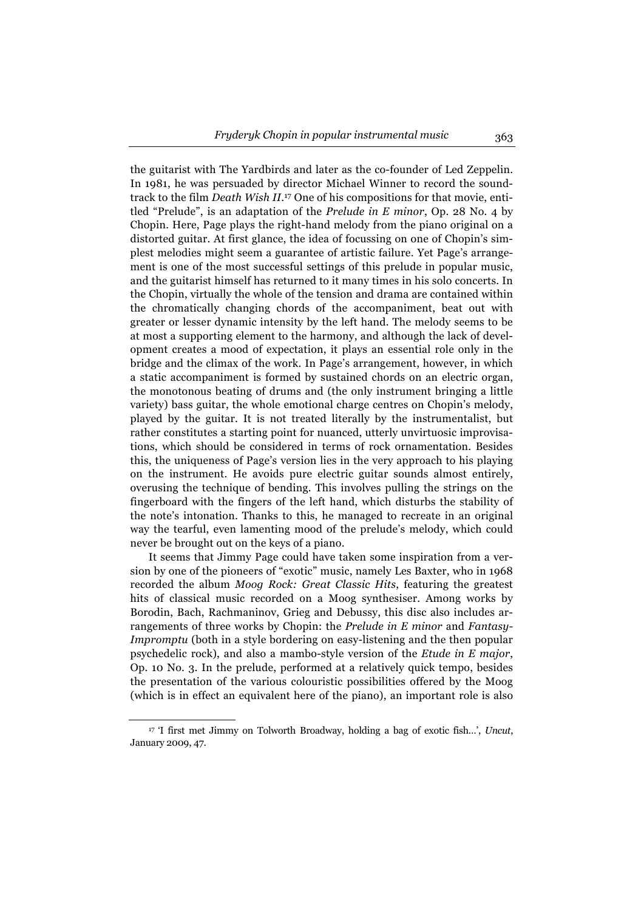the guitarist with The Yardbirds and later as the co-founder of Led Zeppelin. In 1981, he was persuaded by director Michael Winner to record the soundtrack to the film *Death Wish II*.[17] One of his compositions for that movie, entitled "Prelude", is an adaptation of the *Prelude in E minor*, Op. 28 No. 4 by Chopin. Here, Page plays the right-hand melody from the piano original on a distorted guitar. At first glance, the idea of focussing on one of Chopin's simplest melodies might seem a guarantee of artistic failure. Yet Page's arrangement is one of the most successful settings of this prelude in popular music, and the guitarist himself has returned to it many times in his solo concerts. In the Chopin, virtually the whole of the tension and drama are contained within the chromatically changing chords of the accompaniment, beat out with greater or lesser dynamic intensity by the left hand. The melody seems to be at most a supporting element to the harmony, and although the lack of development creates a mood of expectation, it plays an essential role only in the bridge and the climax of the work. In Page's arrangement, however, in which a static accompaniment is formed by sustained chords on an electric organ, the monotonous beating of drums and (the only instrument bringing a little variety) bass guitar, the whole emotional charge centres on Chopin's melody, played by the guitar. It is not treated literally by the instrumentalist, but rather constitutes a starting point for nuanced, utterly unvirtuosic improvisations, which should be considered in terms of rock ornamentation. Besides this, the uniqueness of Page's version lies in the very approach to his playing on the instrument. He avoids pure electric guitar sounds almost entirely, overusing the technique of bending. This involves pulling the strings on the fingerboard with the fingers of the left hand, which disturbs the stability of the note's intonation. Thanks to this, he managed to recreate in an original way the tearful, even lamenting mood of the prelude's melody, which could never be brought out on the keys of a piano.

It seems that Jimmy Page could have taken some inspiration from a version by one of the pioneers of "exotic" music, namely Les Baxter, who in 1968 recorded the album *Moog Rock: Great Classic Hits*, featuring the greatest hits of classical music recorded on a Moog synthesiser. Among works by Borodin, Bach, Rachmaninov, Grieg and Debussy, this disc also includes arrangements of three works by Chopin: the *Prelude in E minor* and *Fantasy-Impromptu* (both in a style bordering on easy-listening and the then popular psychedelic rock), and also a mambo-style version of the *Etude in E major*, Op. 10 No. 3. In the prelude, performed at a relatively quick tempo, besides the presentation of the various colouristic possibilities offered by the Moog (which is in effect an equivalent here of the piano), an important role is also

[17] 'I first met Jimmy on Tolworth Broadway, holding a bag of exotic fish…', *Uncut*, January 2009, 47.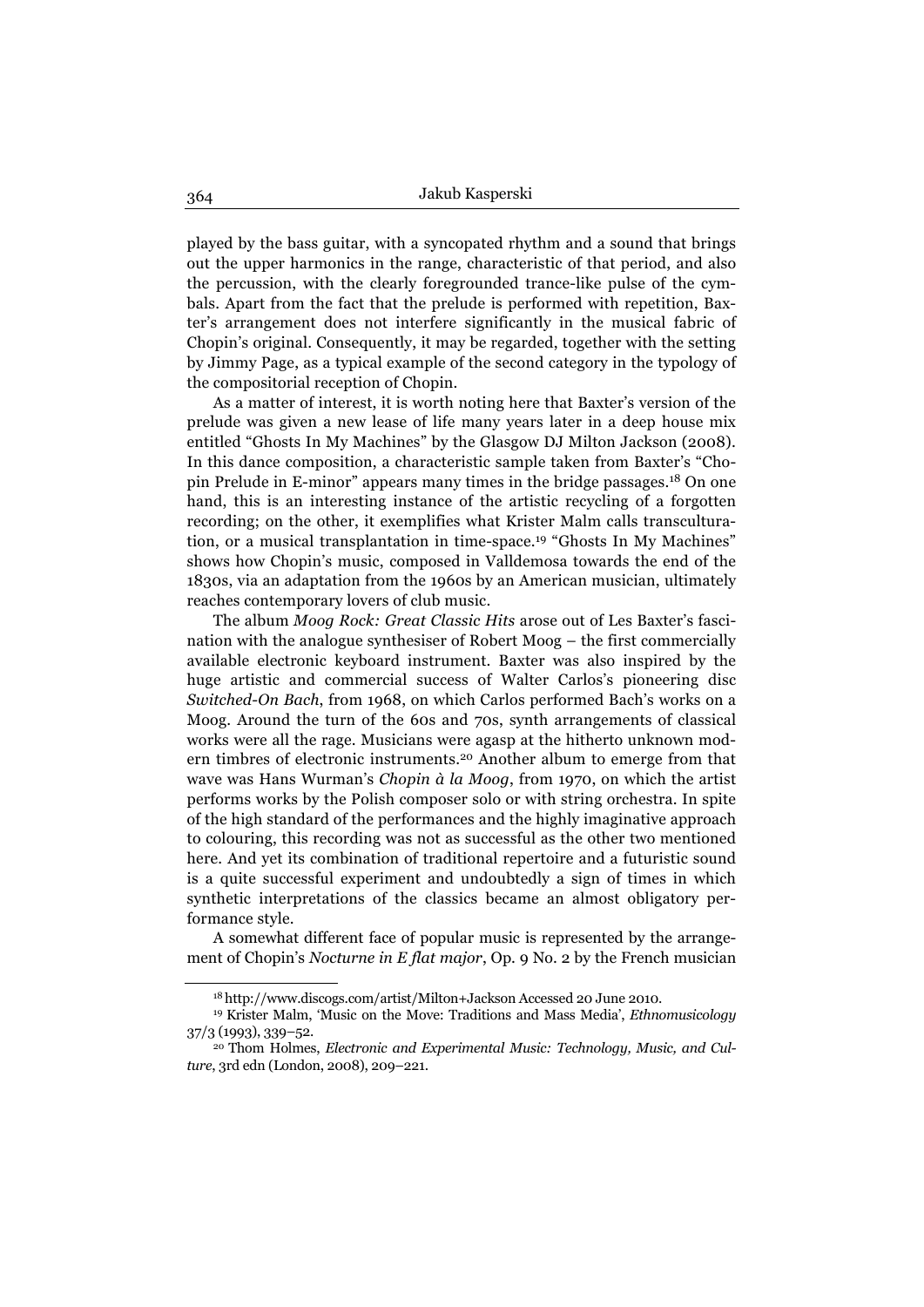played by the bass guitar, with a syncopated rhythm and a sound that brings out the upper harmonics in the range, characteristic of that period, and also the percussion, with the clearly foregrounded trance-like pulse of the cymbals. Apart from the fact that the prelude is performed with repetition, Baxter's arrangement does not interfere significantly in the musical fabric of Chopin's original. Consequently, it may be regarded, together with the setting by Jimmy Page, as a typical example of the second category in the typology of the compositorial reception of Chopin.

As a matter of interest, it is worth noting here that Baxter's version of the prelude was given a new lease of life many years later in a deep house mix entitled "Ghosts In My Machines" by the Glasgow DJ Milton Jackson (2008). In this dance composition, a characteristic sample taken from Baxter's "Chopin Prelude in E-minor" appears many times in the bridge passages.[18] On one hand, this is an interesting instance of the artistic recycling of a forgotten recording; on the other, it exemplifies what Krister Malm calls transculturation, or a musical transplantation in time-space.[19] "Ghosts In My Machines" shows how Chopin's music, composed in Valldemosa towards the end of the 1830s, via an adaptation from the 1960s by an American musician, ultimately reaches contemporary lovers of club music.

The album *Moog Rock: Great Classic Hits* arose out of Les Baxter's fascination with the analogue synthesiser of Robert Moog – the first commercially available electronic keyboard instrument. Baxter was also inspired by the huge artistic and commercial success of Walter Carlos's pioneering disc *Switched-On Bach*, from 1968, on which Carlos performed Bach's works on a Moog. Around the turn of the 60s and 70s, synth arrangements of classical works were all the rage. Musicians were agasp at the hitherto unknown modern timbres of electronic instruments.[20] Another album to emerge from that wave was Hans Wurman's *Chopin à la Moog*, from 1970, on which the artist performs works by the Polish composer solo or with string orchestra. In spite of the high standard of the performances and the highly imaginative approach to colouring, this recording was not as successful as the other two mentioned here. And yet its combination of traditional repertoire and a futuristic sound is a quite successful experiment and undoubtedly a sign of times in which synthetic interpretations of the classics became an almost obligatory performance style.

A somewhat different face of popular music is represented by the arrangement of Chopin's *Nocturne in E flat major*, Op. 9 No. 2 by the French musician

[18] http://www.discogs.com/artist/Milton+Jackson Accessed 20 June 2010.

[19] Krister Malm, 'Music on the Move: Traditions and Mass Media', *Ethnomusicology* 37/3 (1993), 339–52.

[20] Thom Holmes, *Electronic and Experimental Music: Technology, Music, and Culture*, 3rd edn (London, 2008), 209–221.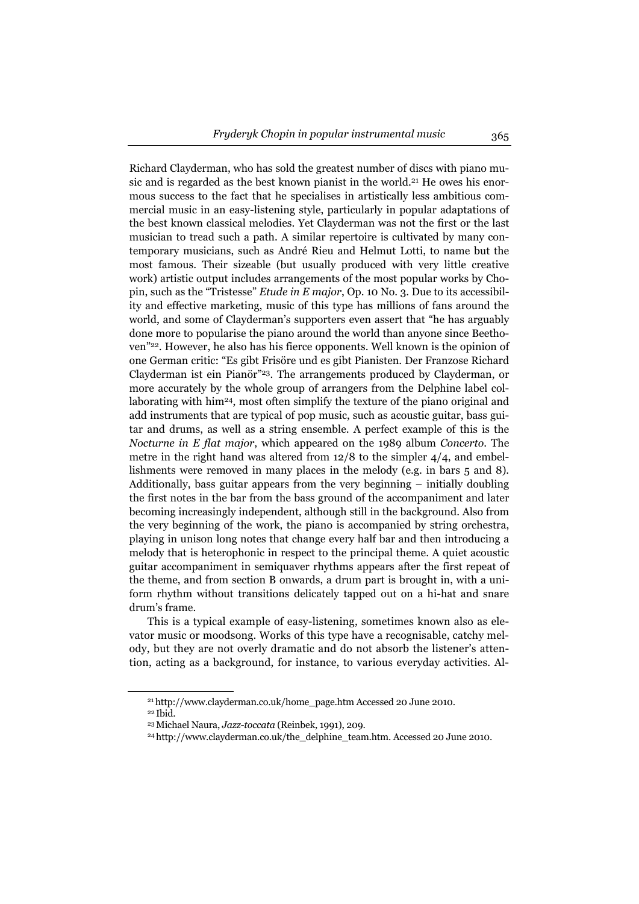Richard Clayderman, who has sold the greatest number of discs with piano music and is regarded as the best known pianist in the world.[21] He owes his enormous success to the fact that he specialises in artistically less ambitious commercial music in an easy-listening style, particularly in popular adaptations of the best known classical melodies. Yet Clayderman was not the first or the last musician to tread such a path. A similar repertoire is cultivated by many contemporary musicians, such as André Rieu and Helmut Lotti, to name but the most famous. Their sizeable (but usually produced with very little creative work) artistic output includes arrangements of the most popular works by Chopin, such as the "Tristesse" *Etude in E major*, Op. 10 No. 3. Due to its accessibility and effective marketing, music of this type has millions of fans around the world, and some of Clayderman's supporters even assert that "he has arguably done more to popularise the piano around the world than anyone since Beethoven"[22]. However, he also has his fierce opponents. Well known is the opinion of one German critic: "Es gibt Frisöre und es gibt Pianisten. Der Franzose Richard Clayderman ist ein Pianör"[23]. The arrangements produced by Clayderman, or more accurately by the whole group of arrangers from the Delphine label collaborating with him[24], most often simplify the texture of the piano original and add instruments that are typical of pop music, such as acoustic guitar, bass guitar and drums, as well as a string ensemble. A perfect example of this is the *Nocturne in E flat major*, which appeared on the 1989 album *Concerto*. The metre in the right hand was altered from 12/8 to the simpler 4/4, and embellishments were removed in many places in the melody (e.g. in bars 5 and 8). Additionally, bass guitar appears from the very beginning – initially doubling the first notes in the bar from the bass ground of the accompaniment and later becoming increasingly independent, although still in the background. Also from the very beginning of the work, the piano is accompanied by string orchestra, playing in unison long notes that change every half bar and then introducing a melody that is heterophonic in respect to the principal theme. A quiet acoustic guitar accompaniment in semiquaver rhythms appears after the first repeat of the theme, and from section B onwards, a drum part is brought in, with a uniform rhythm without transitions delicately tapped out on a hi-hat and snare drum's frame.

This is a typical example of easy-listening, sometimes known also as elevator music or moodsong. Works of this type have a recognisable, catchy melody, but they are not overly dramatic and do not absorb the listener's attention, acting as a background, for instance, to various everyday activities. Al-

---

[21] http://www.clayderman.co.uk/home_page.htm Accessed 20 June 2010.

[22] Ibid.

[23] Michael Naura, *Jazz-toccata* (Reinbek, 1991), 209.

[24] http://www.clayderman.co.uk/the_delphine_team.htm. Accessed 20 June 2010.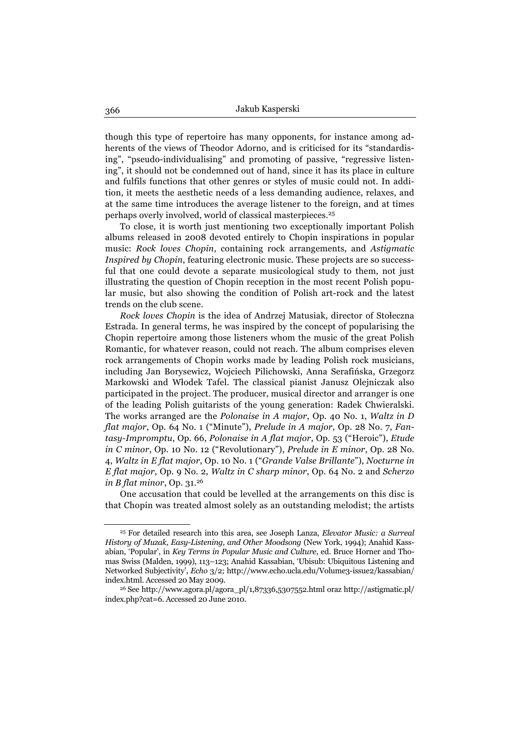though this type of repertoire has many opponents, for instance among adherents of the views of Theodor Adorno, and is criticised for its "standardising", "pseudo-individualising" and promoting of passive, "regressive listening", it should not be condemned out of hand, since it has its place in culture and fulfils functions that other genres or styles of music could not. In addition, it meets the aesthetic needs of a less demanding audience, relaxes, and at the same time introduces the average listener to the foreign, and at times perhaps overly involved, world of classical masterpieces.[25]

To close, it is worth just mentioning two exceptionally important Polish albums released in 2008 devoted entirely to Chopin inspirations in popular music: *Rock loves Chopin*, containing rock arrangements, and *Astigmatic Inspired by Chopin*, featuring electronic music. These projects are so successful that one could devote a separate musicological study to them, not just illustrating the question of Chopin reception in the most recent Polish popular music, but also showing the condition of Polish art-rock and the latest trends on the club scene.

*Rock loves Chopin* is the idea of Andrzej Matusiak, director of Stołeczna Estrada. In general terms, he was inspired by the concept of popularising the Chopin repertoire among those listeners whom the music of the great Polish Romantic, for whatever reason, could not reach. The album comprises eleven rock arrangements of Chopin works made by leading Polish rock musicians, including Jan Borysewicz, Wojciech Pilichowski, Anna Serafińska, Grzegorz Markowski and Włodek Tafel. The classical pianist Janusz Olejniczak also participated in the project. The producer, musical director and arranger is one of the leading Polish guitarists of the young generation: Radek Chwieralski. The works arranged are the *Polonaise in A major*, Op. 40 No. 1, *Waltz in D flat major*, Op. 64 No. 1 ("Minute"), *Prelude in A major*, Op. 28 No. 7, *Fantasy-Impromptu*, Op. 66, *Polonaise in A flat major*, Op. 53 ("Heroic"), *Etude in C minor*, Op. 10 No. 12 ("Revolutionary"), *Prelude in E minor*, Op. 28 No. 4, *Waltz in E flat major*, Op. 10 No. 1 ("*Grande Valse Brillante*"), *Nocturne in E flat major*, Op. 9 No. 2, *Waltz in C sharp minor*, Op. 64 No. 2 and *Scherzo in B flat minor*, Op. 31.[26]

One accusation that could be levelled at the arrangements on this disc is that Chopin was treated almost solely as an outstanding melodist; the artists

---

[25] For detailed research into this area, see Joseph Lanza, *Elevator Music: a Surreal History of Muzak, Easy-Listening, and Other Moodsong* (New York, 1994); Anahid Kassabian, 'Popular', in *Key Terms in Popular Music and Culture*, ed. Bruce Horner and Thomas Swiss (Malden, 1999), 113–123; Anahid Kassabian, 'Ubisub: Ubiquitous Listening and Networked Subjectivity', *Echo* 3/2; http://www.echo.ucla.edu/Volume3-issue2/kassabian/index.html. Accessed 20 May 2009.

[26] See http://www.agora.pl/agora_pl/1,87336,5307552.html oraz http://astigmatic.pl/index.php?cat=6. Accessed 20 June 2010.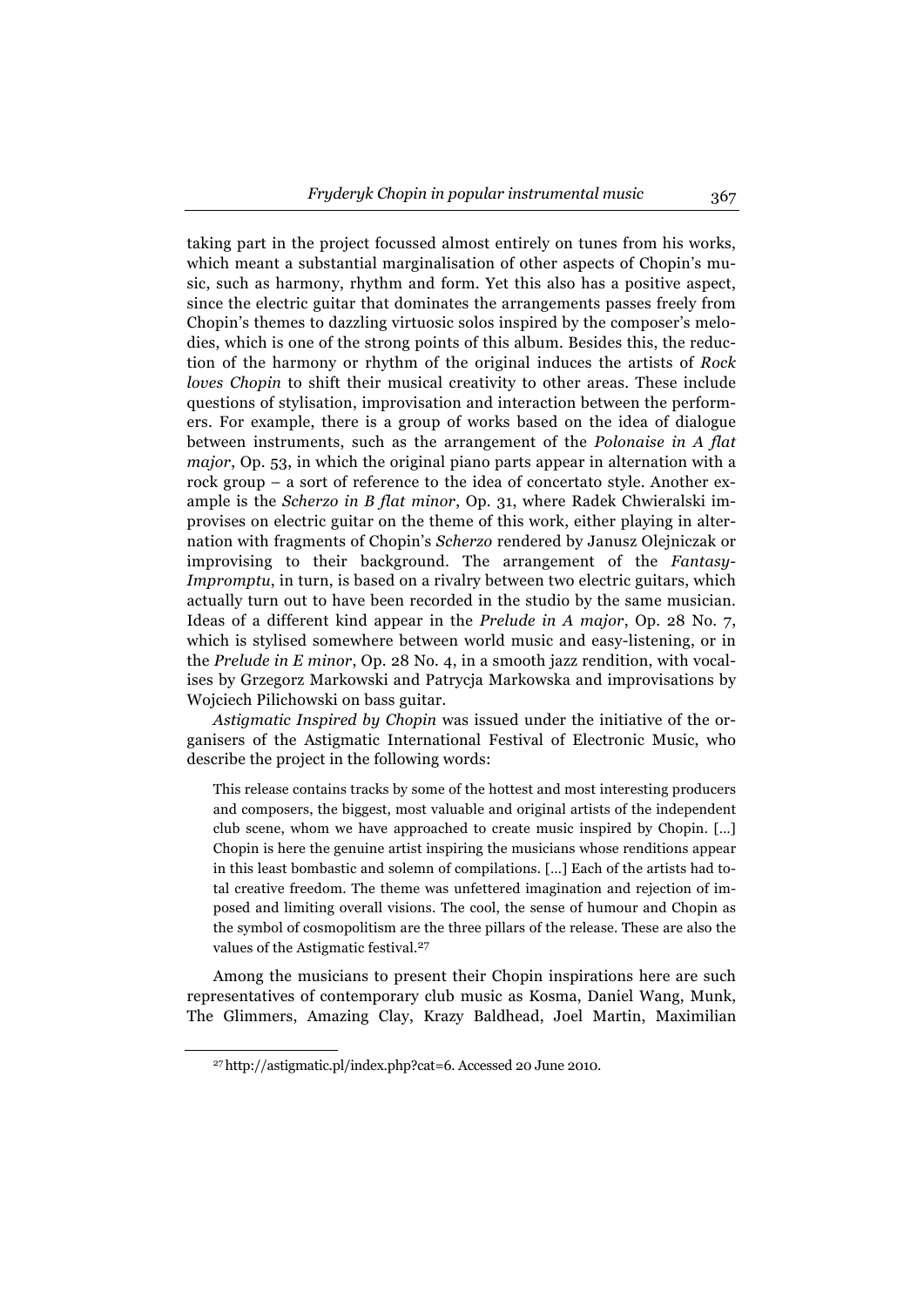taking part in the project focussed almost entirely on tunes from his works, which meant a substantial marginalisation of other aspects of Chopin's music, such as harmony, rhythm and form. Yet this also has a positive aspect, since the electric guitar that dominates the arrangements passes freely from Chopin's themes to dazzling virtuosic solos inspired by the composer's melodies, which is one of the strong points of this album. Besides this, the reduction of the harmony or rhythm of the original induces the artists of *Rock loves Chopin* to shift their musical creativity to other areas. These include questions of stylisation, improvisation and interaction between the performers. For example, there is a group of works based on the idea of dialogue between instruments, such as the arrangement of the *Polonaise in A flat major*, Op. 53, in which the original piano parts appear in alternation with a rock group – a sort of reference to the idea of concertato style. Another example is the *Scherzo in B flat minor*, Op. 31, where Radek Chwieralski improvises on electric guitar on the theme of this work, either playing in alternation with fragments of Chopin's *Scherzo* rendered by Janusz Olejniczak or improvising to their background. The arrangement of the *Fantasy-Impromptu*, in turn, is based on a rivalry between two electric guitars, which actually turn out to have been recorded in the studio by the same musician. Ideas of a different kind appear in the *Prelude in A major*, Op. 28 No. 7, which is stylised somewhere between world music and easy-listening, or in the *Prelude in E minor*, Op. 28 No. 4, in a smooth jazz rendition, with vocalises by Grzegorz Markowski and Patrycja Markowska and improvisations by Wojciech Pilichowski on bass guitar.

*Astigmatic Inspired by Chopin* was issued under the initiative of the organisers of the Astigmatic International Festival of Electronic Music, who describe the project in the following words:

> This release contains tracks by some of the hottest and most interesting producers and composers, the biggest, most valuable and original artists of the independent club scene, whom we have approached to create music inspired by Chopin. [...] Chopin is here the genuine artist inspiring the musicians whose renditions appear in this least bombastic and solemn of compilations. [...] Each of the artists had total creative freedom. The theme was unfettered imagination and rejection of imposed and limiting overall visions. The cool, the sense of humour and Chopin as the symbol of cosmopolitism are the three pillars of the release. These are also the values of the Astigmatic festival.[27]

Among the musicians to present their Chopin inspirations here are such representatives of contemporary club music as Kosma, Daniel Wang, Munk, The Glimmers, Amazing Clay, Krazy Baldhead, Joel Martin, Maximilian

[27] http://astigmatic.pl/index.php?cat=6. Accessed 20 June 2010.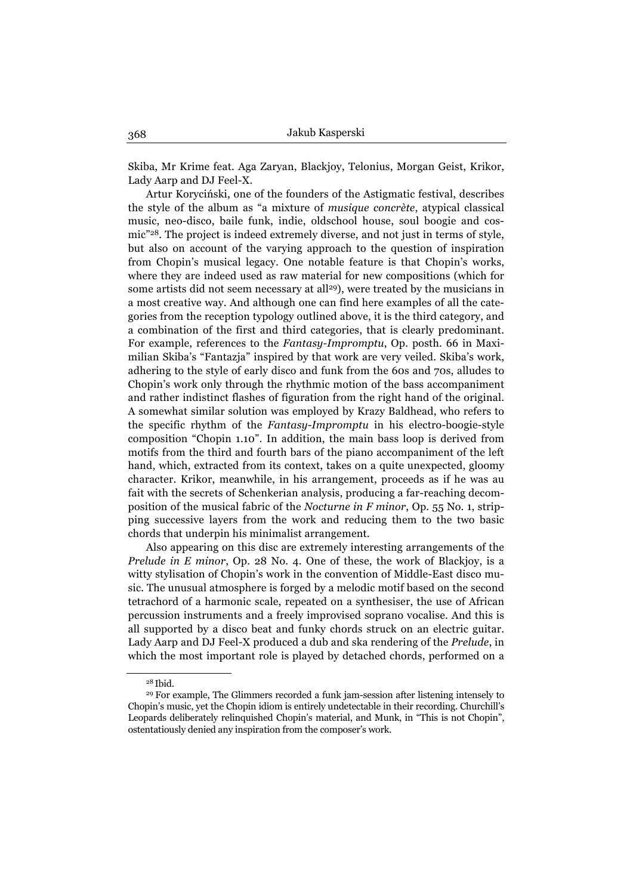Skiba, Mr Krime feat. Aga Zaryan, Blackjoy, Telonius, Morgan Geist, Krikor, Lady Aarp and DJ Feel-X.

Artur Koryciński, one of the founders of the Astigmatic festival, describes the style of the album as "a mixture of *musique concrète*, atypical classical music, neo-disco, baile funk, indie, oldschool house, soul boogie and cosmic"[28]. The project is indeed extremely diverse, and not just in terms of style, but also on account of the varying approach to the question of inspiration from Chopin's musical legacy. One notable feature is that Chopin's works, where they are indeed used as raw material for new compositions (which for some artists did not seem necessary at all[29]), were treated by the musicians in a most creative way. And although one can find here examples of all the categories from the reception typology outlined above, it is the third category, and a combination of the first and third categories, that is clearly predominant. For example, references to the *Fantasy-Impromptu*, Op. posth. 66 in Maximilian Skiba's "Fantazja" inspired by that work are very veiled. Skiba's work, adhering to the style of early disco and funk from the 60s and 70s, alludes to Chopin's work only through the rhythmic motion of the bass accompaniment and rather indistinct flashes of figuration from the right hand of the original. A somewhat similar solution was employed by Krazy Baldhead, who refers to the specific rhythm of the *Fantasy-Impromptu* in his electro-boogie-style composition "Chopin 1.10". In addition, the main bass loop is derived from motifs from the third and fourth bars of the piano accompaniment of the left hand, which, extracted from its context, takes on a quite unexpected, gloomy character. Krikor, meanwhile, in his arrangement, proceeds as if he was au fait with the secrets of Schenkerian analysis, producing a far-reaching decomposition of the musical fabric of the *Nocturne in F minor*, Op. 55 No. 1, stripping successive layers from the work and reducing them to the two basic chords that underpin his minimalist arrangement.

Also appearing on this disc are extremely interesting arrangements of the *Prelude in E minor*, Op. 28 No. 4. One of these, the work of Blackjoy, is a witty stylisation of Chopin's work in the convention of Middle-East disco music. The unusual atmosphere is forged by a melodic motif based on the second tetrachord of a harmonic scale, repeated on a synthesiser, the use of African percussion instruments and a freely improvised soprano vocalise. And this is all supported by a disco beat and funky chords struck on an electric guitar. Lady Aarp and DJ Feel-X produced a dub and ska rendering of the *Prelude*, in which the most important role is played by detached chords, performed on a

[28] Ibid.

[29] For example, The Glimmers recorded a funk jam-session after listening intensely to Chopin's music, yet the Chopin idiom is entirely undetectable in their recording. Churchill's Leopards deliberately relinquished Chopin's material, and Munk, in "This is not Chopin", ostentatiously denied any inspiration from the composer's work.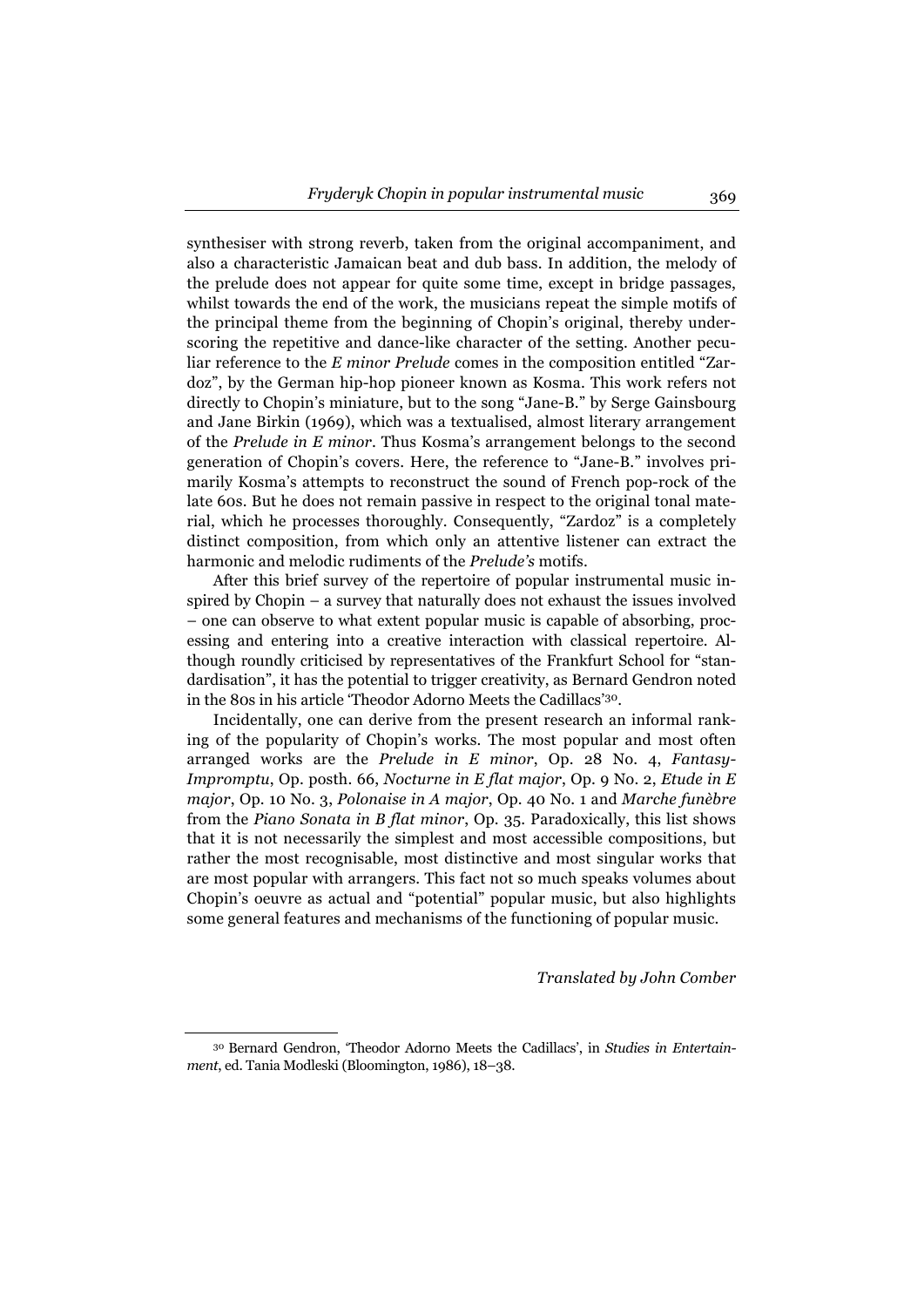synthesiser with strong reverb, taken from the original accompaniment, and also a characteristic Jamaican beat and dub bass. In addition, the melody of the prelude does not appear for quite some time, except in bridge passages, whilst towards the end of the work, the musicians repeat the simple motifs of the principal theme from the beginning of Chopin's original, thereby underscoring the repetitive and dance-like character of the setting. Another peculiar reference to the *E minor Prelude* comes in the composition entitled "Zardoz", by the German hip-hop pioneer known as Kosma. This work refers not directly to Chopin's miniature, but to the song "Jane-B." by Serge Gainsbourg and Jane Birkin (1969), which was a textualised, almost literary arrangement of the *Prelude in E minor*. Thus Kosma's arrangement belongs to the second generation of Chopin's covers. Here, the reference to "Jane-B." involves primarily Kosma's attempts to reconstruct the sound of French pop-rock of the late 60s. But he does not remain passive in respect to the original tonal material, which he processes thoroughly. Consequently, "Zardoz" is a completely distinct composition, from which only an attentive listener can extract the harmonic and melodic rudiments of the *Prelude's* motifs.

After this brief survey of the repertoire of popular instrumental music inspired by Chopin – a survey that naturally does not exhaust the issues involved – one can observe to what extent popular music is capable of absorbing, processing and entering into a creative interaction with classical repertoire. Although roundly criticised by representatives of the Frankfurt School for "standardisation", it has the potential to trigger creativity, as Bernard Gendron noted in the 80s in his article 'Theodor Adorno Meets the Cadillacs'[30].

Incidentally, one can derive from the present research an informal ranking of the popularity of Chopin's works. The most popular and most often arranged works are the *Prelude in E minor*, Op. 28 No. 4, *Fantasy-Impromptu*, Op. posth. 66, *Nocturne in E flat major*, Op. 9 No. 2, *Etude in E major*, Op. 10 No. 3, *Polonaise in A major*, Op. 40 No. 1 and *Marche funèbre* from the *Piano Sonata in B flat minor*, Op. 35. Paradoxically, this list shows that it is not necessarily the simplest and most accessible compositions, but rather the most recognisable, most distinctive and most singular works that are most popular with arrangers. This fact not so much speaks volumes about Chopin's oeuvre as actual and "potential" popular music, but also highlights some general features and mechanisms of the functioning of popular music.

*Translated by John Comber*

[30] Bernard Gendron, 'Theodor Adorno Meets the Cadillacs', in *Studies in Entertainment*, ed. Tania Modleski (Bloomington, 1986), 18–38.